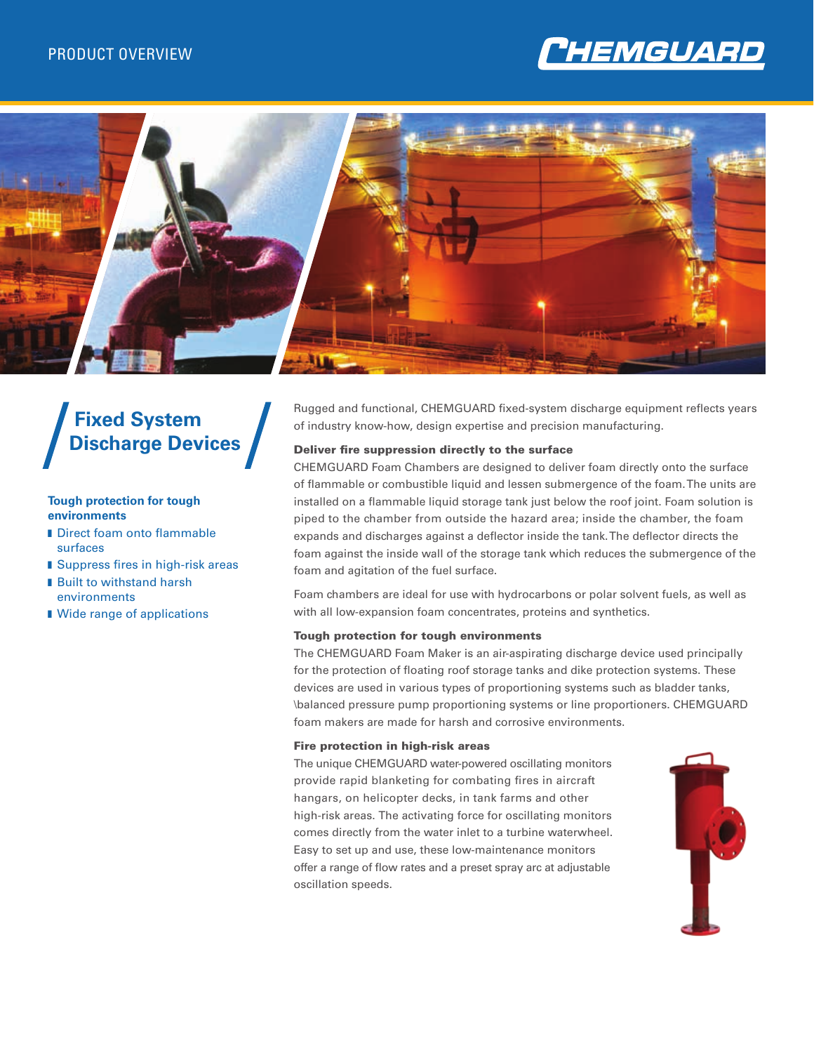PRODUCT OVERVIEW

CHEMGUARD

# Fixed System Discharge Devices

**Tough protection for tough environments**

- Direct foam onto flammable surfaces
- Suppress fires in high-risk areas
- Built to withstand harsh environments
- Wide range of applications

Rugged and functional, CHEMGUARD fixed-system discharge equipment reflects years of industry know-how, design expertise and precision manufacturing.

### Deliver fire suppression directly to the surface

CHEMGUARD Foam Chambers are designed to deliver foam directly onto the surface of flammable or combustible liquid and lessen submergence of the foam. The units are installed on a flammable liquid storage tank just below the roof joint. Foam solution is piped to the chamber from outside the hazard area; inside the chamber, the foam expands and discharges against a deflector inside the tank. The deflector directs the foam against the inside wall of the storage tank which reduces the submergence of the foam and agitation of the fuel surface.

Foam chambers are ideal for use with hydrocarbons or polar solvent fuels, as well as with all low-expansion foam concentrates, proteins and synthetics.

### Tough protection for tough environments

The CHEMGUARD Foam Maker is an air-aspirating discharge device used principally for the protection of floating roof storage tanks and dike protection systems. These devices are used in various types of proportioning systems such as bladder tanks, \balanced pressure pump proportioning systems or line proportioners. CHEMGUARD foam makers are made for harsh and corrosive environments.

### Fire protection in high-risk areas

The unique CHEMGUARD water-powered oscillating monitors provide rapid blanketing for combating fires in aircraft hangars, on helicopter decks, in tank farms and other high-risk areas. The activating force for oscillating monitors comes directly from the water inlet to a turbine waterwheel. Easy to set up and use, these low-maintenance monitors offer a range of flow rates and a preset spray arc at adjustable oscillation speeds.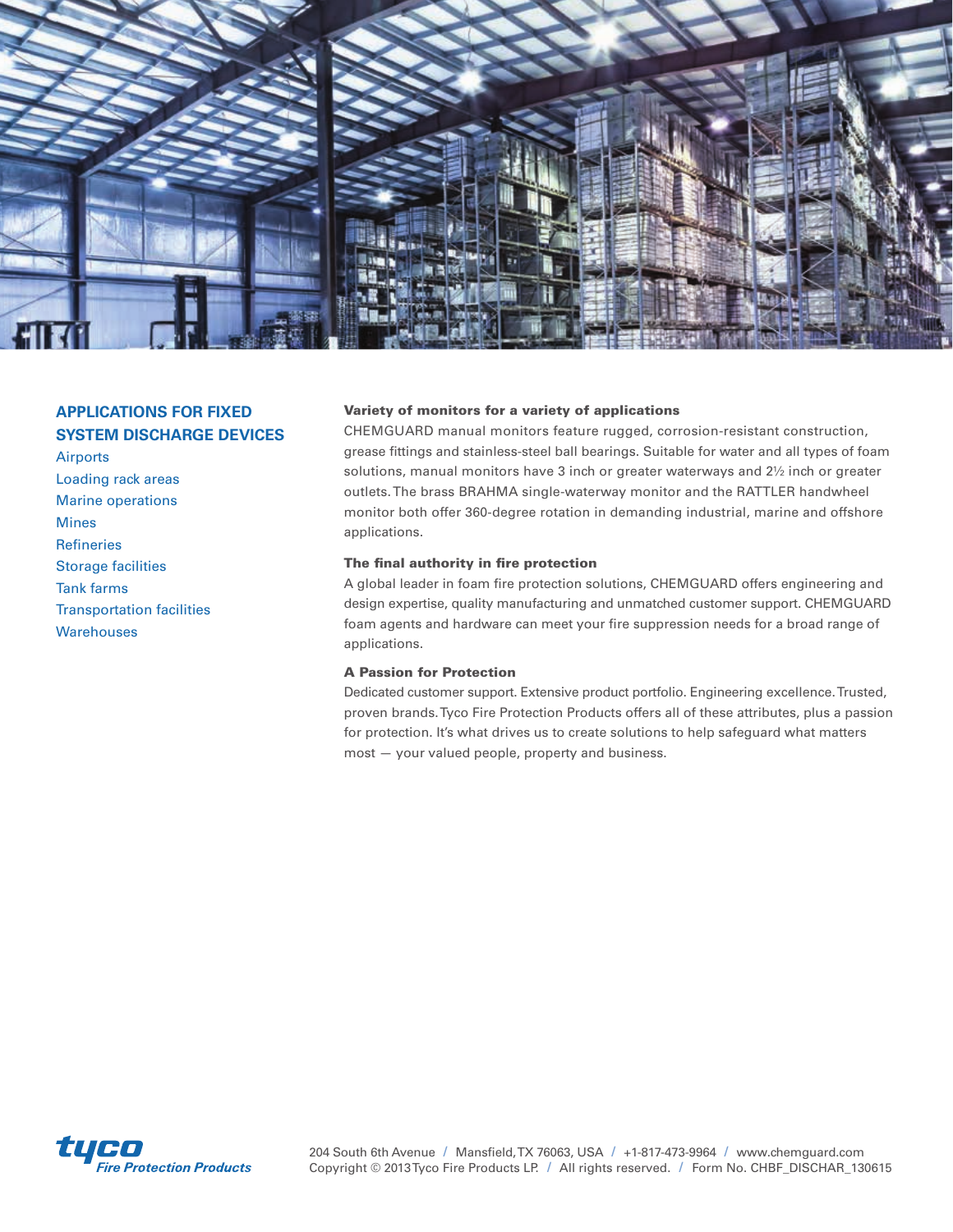## APPLICATIONS FOR FIXED SYSTEM DISCHARGE DEVICES

- Airports
- Loading rack areas
- Marine operations
- Mines
- Refineries
- Storage facilities
- Tank farms
- Transportation facilities
- Warehouses

### Variety of monitors for a variety of applications

CHEMGUARD manual monitors feature rugged, corrosion-resistant construction, grease fittings and stainless-steel ball bearings. Suitable for water and all types of foam solutions, manual monitors have 3 inch or greater waterways and 2½ inch or greater outlets. The brass BRAHMA single-waterway monitor and the RATTLER handwheel monitor both offer 360-degree rotation in demanding industrial, marine and offshore applications.

### The final authority in fire protection

A global leader in foam fire protection solutions, CHEMGUARD offers engineering and design expertise, quality manufacturing and unmatched customer support. CHEMGUARD foam agents and hardware can meet your fire suppression needs for a broad range of applications.

### A Passion for Protection

Dedicated customer support. Extensive product portfolio. Engineering excellence. Trusted, proven brands. Tyco Fire Protection Products offers all of these attributes, plus a passion for protection. It's what drives us to create solutions to help safeguard what matters most — your valued people, property and business.

**tyco** *Fire Protection Products*

204 South 6th Avenue / Mansfield, TX 76063, USA / +1-817-473-9964 / www.chemguard.com
Copyright © 2013 Tyco Fire Products LP. / All rights reserved. / Form No. CHBF_DISCHAR_130615